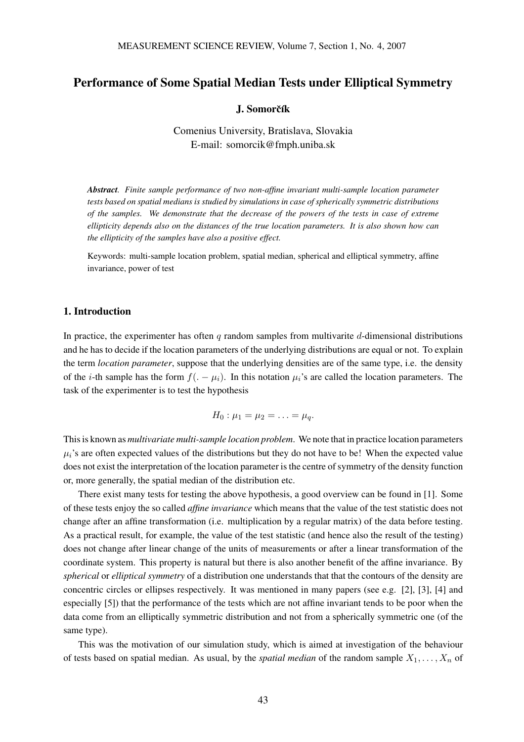# Performance of Some Spatial Median Tests under Elliptical Symmetry

**J. Somorčík**

Comenius University, Bratislava, Slovakia
E-mail: somorcik@fmph.uniba.sk

***Abstract****. Finite sample performance of two non-affine invariant multi-sample location parameter tests based on spatial medians is studied by simulations in case of spherically symmetric distributions of the samples. We demonstrate that the decrease of the powers of the tests in case of extreme ellipticity depends also on the distances of the true location parameters. It is also shown how can the ellipticity of the samples have also a positive effect.*

Keywords: multi-sample location problem, spatial median, spherical and elliptical symmetry, affine invariance, power of test

## 1. Introduction

In practice, the experimenter has often $q$ random samples from multivarite $d$-dimensional distributions and he has to decide if the location parameters of the underlying distributions are equal or not. To explain the term *location parameter*, suppose that the underlying densities are of the same type, i.e. the density of the $i$-th sample has the form $f(. - \mu_i)$. In this notation $\mu_i$'s are called the location parameters. The task of the experimenter is to test the hypothesis

$$H_0 : \mu_1 = \mu_2 = \ldots = \mu_q.$$

This is known as *multivariate multi-sample location problem*. We note that in practice location parameters $\mu_i$'s are often expected values of the distributions but they do not have to be! When the expected value does not exist the interpretation of the location parameter is the centre of symmetry of the density function or, more generally, the spatial median of the distribution etc.

There exist many tests for testing the above hypothesis, a good overview can be found in [1]. Some of these tests enjoy the so called *affine invariance* which means that the value of the test statistic does not change after an affine transformation (i.e. multiplication by a regular matrix) of the data before testing. As a practical result, for example, the value of the test statistic (and hence also the result of the testing) does not change after linear change of the units of measurements or after a linear transformation of the coordinate system. This property is natural but there is also another benefit of the affine invariance. By *spherical* or *elliptical symmetry* of a distribution one understands that that the contours of the density are concentric circles or ellipses respectively. It was mentioned in many papers (see e.g. [2], [3], [4] and especially [5]) that the performance of the tests which are not affine invariant tends to be poor when the data come from an elliptically symmetric distribution and not from a spherically symmetric one (of the same type).

This was the motivation of our simulation study, which is aimed at investigation of the behaviour of tests based on spatial median. As usual, by the *spatial median* of the random sample $X_1, \ldots, X_n$ of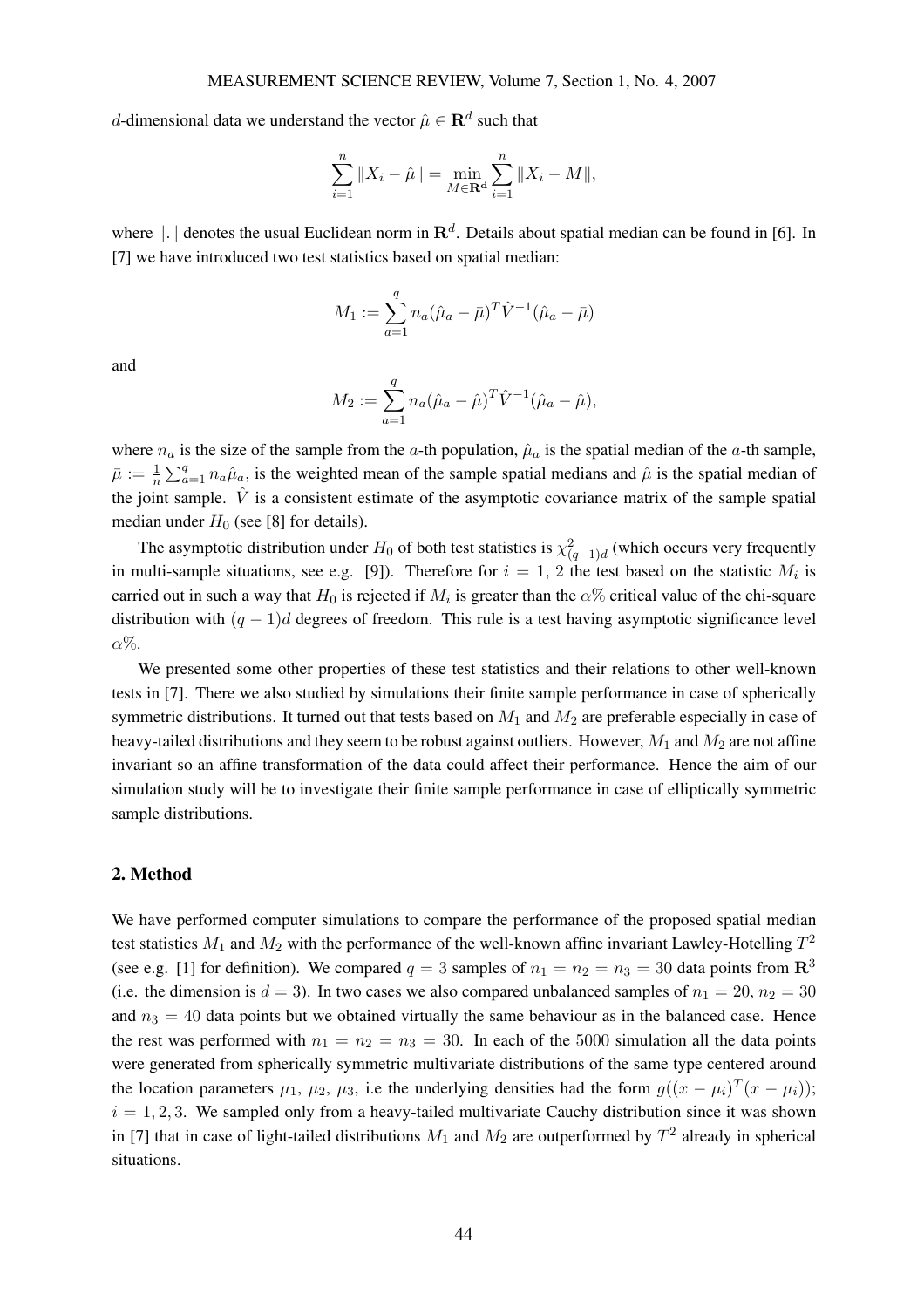$d$-dimensional data we understand the vector $\hat{\mu} \in \mathbf{R}^d$ such that

$$\sum_{i=1}^{n} \|X_i - \hat{\mu}\| = \min_{M \in \mathbf{R^d}} \sum_{i=1}^{n} \|X_i - M\|,$$

where $\|.\|$ denotes the usual Euclidean norm in $\mathbf{R}^d$. Details about spatial median can be found in [6]. In [7] we have introduced two test statistics based on spatial median:

$$M_1 := \sum_{a=1}^{q} n_a (\hat{\mu}_a - \bar{\mu})^T \hat{V}^{-1} (\hat{\mu}_a - \bar{\mu})$$

and

$$M_2 := \sum_{a=1}^{q} n_a (\hat{\mu}_a - \hat{\mu})^T \hat{V}^{-1} (\hat{\mu}_a - \hat{\mu}),$$

where $n_a$ is the size of the sample from the $a$-th population, $\hat{\mu}_a$ is the spatial median of the $a$-th sample, $\bar{\mu} := \frac{1}{n} \sum_{a=1}^{q} n_a \hat{\mu}_a$, is the weighted mean of the sample spatial medians and $\hat{\mu}$ is the spatial median of the joint sample. $\hat{V}$ is a consistent estimate of the asymptotic covariance matrix of the sample spatial median under $H_0$ (see [8] for details).

The asymptotic distribution under $H_0$ of both test statistics is $\chi^2_{(q-1)d}$ (which occurs very frequently in multi-sample situations, see e.g. [9]). Therefore for $i = 1, 2$ the test based on the statistic $M_i$ is carried out in such a way that $H_0$ is rejected if $M_i$ is greater than the $\alpha\%$ critical value of the chi-square distribution with $(q-1)d$ degrees of freedom. This rule is a test having asymptotic significance level $\alpha\%$.

We presented some other properties of these test statistics and their relations to other well-known tests in [7]. There we also studied by simulations their finite sample performance in case of spherically symmetric distributions. It turned out that tests based on $M_1$ and $M_2$ are preferable especially in case of heavy-tailed distributions and they seem to be robust against outliers. However, $M_1$ and $M_2$ are not affine invariant so an affine transformation of the data could affect their performance. Hence the aim of our simulation study will be to investigate their finite sample performance in case of elliptically symmetric sample distributions.

## 2. Method

We have performed computer simulations to compare the performance of the proposed spatial median test statistics $M_1$ and $M_2$ with the performance of the well-known affine invariant Lawley-Hotelling $T^2$ (see e.g. [1] for definition). We compared $q = 3$ samples of $n_1 = n_2 = n_3 = 30$ data points from $\mathbf{R}^3$ (i.e. the dimension is $d = 3$). In two cases we also compared unbalanced samples of $n_1 = 20$, $n_2 = 30$ and $n_3 = 40$ data points but we obtained virtually the same behaviour as in the balanced case. Hence the rest was performed with $n_1 = n_2 = n_3 = 30$. In each of the 5000 simulation all the data points were generated from spherically symmetric multivariate distributions of the same type centered around the location parameters $\mu_1$, $\mu_2$, $\mu_3$, i.e the underlying densities had the form $g((x - \mu_i)^T (x - \mu_i))$; $i = 1, 2, 3$. We sampled only from a heavy-tailed multivariate Cauchy distribution since it was shown in [7] that in case of light-tailed distributions $M_1$ and $M_2$ are outperformed by $T^2$ already in spherical situations.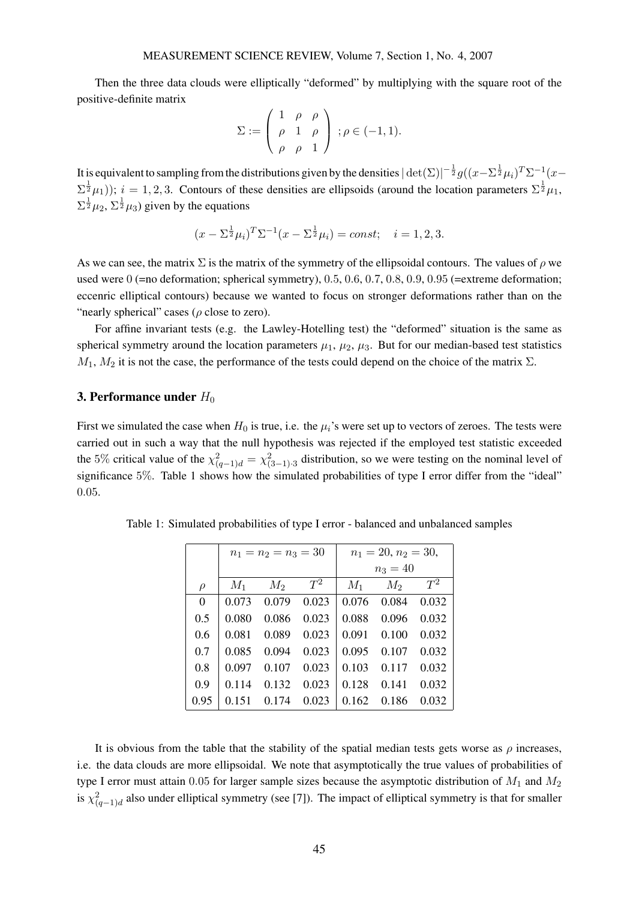Then the three data clouds were elliptically "deformed" by multiplying with the square root of the positive-definite matrix

$$\Sigma := \begin{pmatrix} 1 & \rho & \rho \\ \rho & 1 & \rho \\ \rho & \rho & 1 \end{pmatrix} \; ; \rho \in (-1, 1).$$

It is equivalent to sampling from the distributions given by the densities $|\det(\Sigma)|^{-\frac{1}{2}} g((x - \Sigma^{\frac{1}{2}}\mu_i)^T \Sigma^{-1}(x - \Sigma^{\frac{1}{2}}\mu_1))$; $i = 1, 2, 3$. Contours of these densities are ellipsoids (around the location parameters $\Sigma^{\frac{1}{2}}\mu_1$, $\Sigma^{\frac{1}{2}}\mu_2$, $\Sigma^{\frac{1}{2}}\mu_3$) given by the equations

$$(x - \Sigma^{\frac{1}{2}}\mu_i)^T \Sigma^{-1}(x - \Sigma^{\frac{1}{2}}\mu_i) = const; \quad i = 1, 2, 3.$$

As we can see, the matrix $\Sigma$ is the matrix of the symmetry of the ellipsoidal contours. The values of $\rho$ we used were $0$ (=no deformation; spherical symmetry), $0.5$, $0.6$, $0.7$, $0.8$, $0.9$, $0.95$ (=extreme deformation; eccenric elliptical contours) because we wanted to focus on stronger deformations rather than on the "nearly spherical" cases ($\rho$ close to zero).

For affine invariant tests (e.g. the Lawley-Hotelling test) the "deformed" situation is the same as spherical symmetry around the location parameters $\mu_1$, $\mu_2$, $\mu_3$. But for our median-based test statistics $M_1$, $M_2$ it is not the case, the performance of the tests could depend on the choice of the matrix $\Sigma$.

## 3. Performance under $H_0$

First we simulated the case when $H_0$ is true, i.e. the $\mu_i$'s were set up to vectors of zeroes. The tests were carried out in such a way that the null hypothesis was rejected if the employed test statistic exceeded the 5% critical value of the $\chi^2_{(q-1)d} = \chi^2_{(3-1)\cdot 3}$ distribution, so we were testing on the nominal level of significance 5%. Table 1 shows how the simulated probabilities of type I error differ from the "ideal" 0.05.

Table 1: Simulated probabilities of type I error - balanced and unbalanced samples

| | $n_1 = n_2 = n_3 = 30$ | | | $n_1 = 20$, $n_2 = 30$, $n_3 = 40$ | | |
|---|---|---|---|---|---|---|
| $\rho$ | $M_1$ | $M_2$ | $T^2$ | $M_1$ | $M_2$ | $T^2$ |
| 0 | 0.073 | 0.079 | 0.023 | 0.076 | 0.084 | 0.032 |
| 0.5 | 0.080 | 0.086 | 0.023 | 0.088 | 0.096 | 0.032 |
| 0.6 | 0.081 | 0.089 | 0.023 | 0.091 | 0.100 | 0.032 |
| 0.7 | 0.085 | 0.094 | 0.023 | 0.095 | 0.107 | 0.032 |
| 0.8 | 0.097 | 0.107 | 0.023 | 0.103 | 0.117 | 0.032 |
| 0.9 | 0.114 | 0.132 | 0.023 | 0.128 | 0.141 | 0.032 |
| 0.95 | 0.151 | 0.174 | 0.023 | 0.162 | 0.186 | 0.032 |

It is obvious from the table that the stability of the spatial median tests gets worse as $\rho$ increases, i.e. the data clouds are more ellipsoidal. We note that asymptotically the true values of probabilities of type I error must attain 0.05 for larger sample sizes because the asymptotic distribution of $M_1$ and $M_2$ is $\chi^2_{(q-1)d}$ also under elliptical symmetry (see [7]). The impact of elliptical symmetry is that for smaller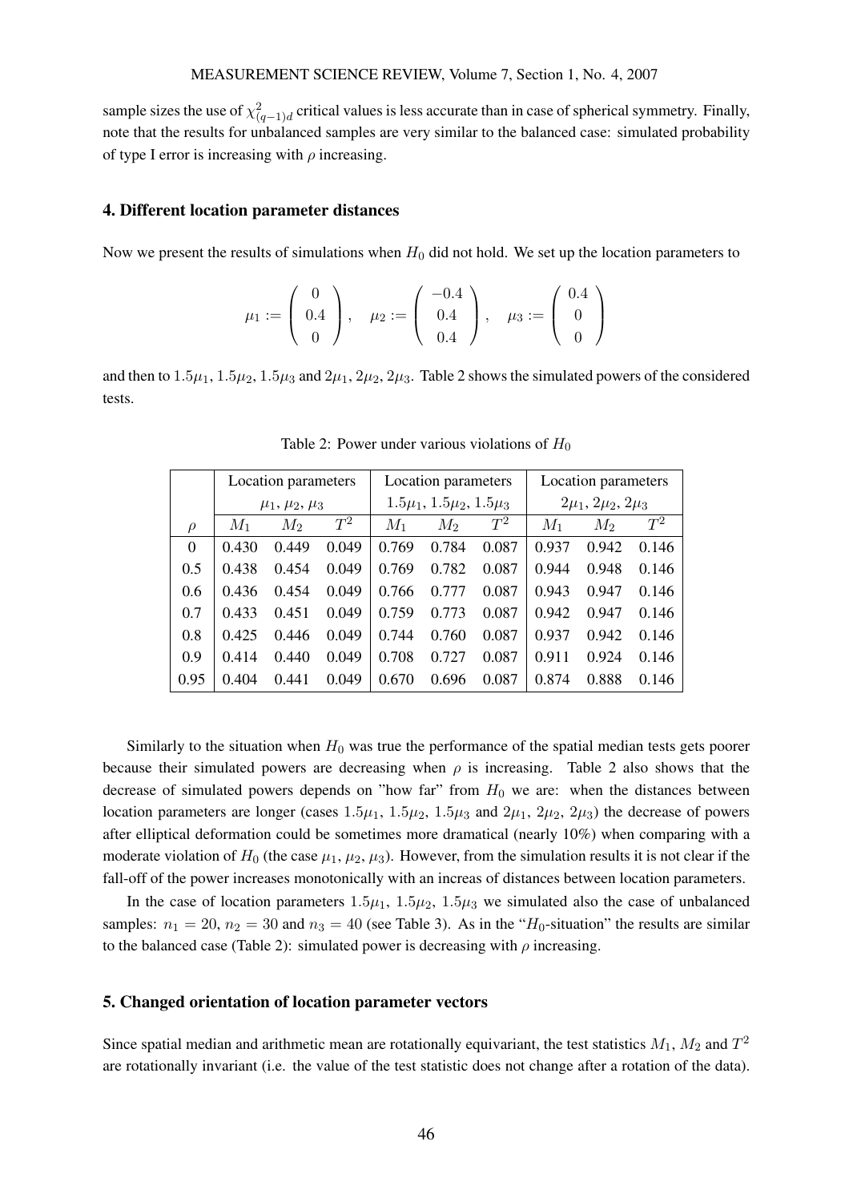sample sizes the use of $\chi^2_{(q-1)d}$ critical values is less accurate than in case of spherical symmetry. Finally, note that the results for unbalanced samples are very similar to the balanced case: simulated probability of type I error is increasing with $\rho$ increasing.

## 4. Different location parameter distances

Now we present the results of simulations when $H_0$ did not hold. We set up the location parameters to

$$\mu_1 := \begin{pmatrix} 0 \\ 0.4 \\ 0 \end{pmatrix}, \quad \mu_2 := \begin{pmatrix} -0.4 \\ 0.4 \\ 0.4 \end{pmatrix}, \quad \mu_3 := \begin{pmatrix} 0.4 \\ 0 \\ 0 \end{pmatrix}$$

and then to $1.5\mu_1, 1.5\mu_2, 1.5\mu_3$ and $2\mu_1, 2\mu_2, 2\mu_3$. Table 2 shows the simulated powers of the considered tests.

Table 2: Power under various violations of $H_0$

| | Location parameters $\mu_1, \mu_2, \mu_3$ | | | Location parameters $1.5\mu_1, 1.5\mu_2, 1.5\mu_3$ | | | Location parameters $2\mu_1, 2\mu_2, 2\mu_3$ | | |
|---|---|---|---|---|---|---|---|---|---|
| $\rho$ | $M_1$ | $M_2$ | $T^2$ | $M_1$ | $M_2$ | $T^2$ | $M_1$ | $M_2$ | $T^2$ |
| 0 | 0.430 | 0.449 | 0.049 | 0.769 | 0.784 | 0.087 | 0.937 | 0.942 | 0.146 |
| 0.5 | 0.438 | 0.454 | 0.049 | 0.769 | 0.782 | 0.087 | 0.944 | 0.948 | 0.146 |
| 0.6 | 0.436 | 0.454 | 0.049 | 0.766 | 0.777 | 0.087 | 0.943 | 0.947 | 0.146 |
| 0.7 | 0.433 | 0.451 | 0.049 | 0.759 | 0.773 | 0.087 | 0.942 | 0.947 | 0.146 |
| 0.8 | 0.425 | 0.446 | 0.049 | 0.744 | 0.760 | 0.087 | 0.937 | 0.942 | 0.146 |
| 0.9 | 0.414 | 0.440 | 0.049 | 0.708 | 0.727 | 0.087 | 0.911 | 0.924 | 0.146 |
| 0.95 | 0.404 | 0.441 | 0.049 | 0.670 | 0.696 | 0.087 | 0.874 | 0.888 | 0.146 |

Similarly to the situation when $H_0$ was true the performance of the spatial median tests gets poorer because their simulated powers are decreasing when $\rho$ is increasing. Table 2 also shows that the decrease of simulated powers depends on "how far" from $H_0$ we are: when the distances between location parameters are longer (cases $1.5\mu_1$, $1.5\mu_2$, $1.5\mu_3$ and $2\mu_1$, $2\mu_2$, $2\mu_3$) the decrease of powers after elliptical deformation could be sometimes more dramatical (nearly 10%) when comparing with a moderate violation of $H_0$ (the case $\mu_1$, $\mu_2$, $\mu_3$). However, from the simulation results it is not clear if the fall-off of the power increases monotonically with an increas of distances between location parameters.

In the case of location parameters $1.5\mu_1$, $1.5\mu_2$, $1.5\mu_3$ we simulated also the case of unbalanced samples: $n_1 = 20$, $n_2 = 30$ and $n_3 = 40$ (see Table 3). As in the "$H_0$-situation" the results are similar to the balanced case (Table 2): simulated power is decreasing with $\rho$ increasing.

## 5. Changed orientation of location parameter vectors

Since spatial median and arithmetic mean are rotationally equivariant, the test statistics $M_1$, $M_2$ and $T^2$ are rotationally invariant (i.e. the value of the test statistic does not change after a rotation of the data).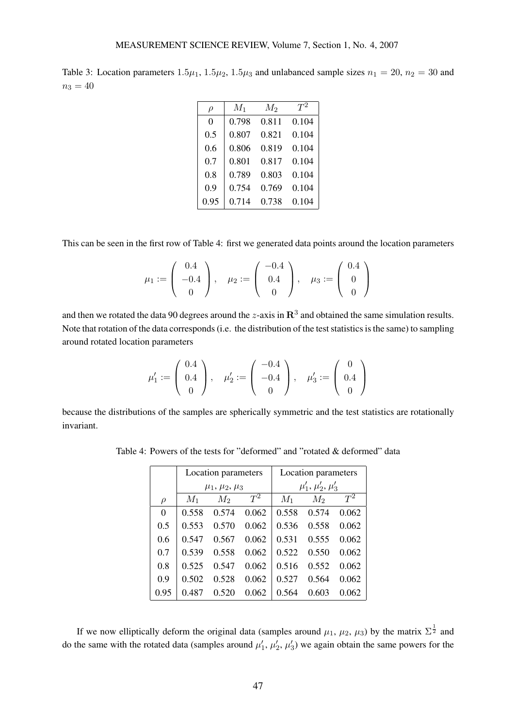Table 3: Location parameters $1.5\mu_1$, $1.5\mu_2$, $1.5\mu_3$ and unlabanced sample sizes $n_1 = 20$, $n_2 = 30$ and $n_3 = 40$

| $\rho$ | $M_1$ | $M_2$ | $T^2$ |
|---|---|---|---|
| 0 | 0.798 | 0.811 | 0.104 |
| 0.5 | 0.807 | 0.821 | 0.104 |
| 0.6 | 0.806 | 0.819 | 0.104 |
| 0.7 | 0.801 | 0.817 | 0.104 |
| 0.8 | 0.789 | 0.803 | 0.104 |
| 0.9 | 0.754 | 0.769 | 0.104 |
| 0.95 | 0.714 | 0.738 | 0.104 |

This can be seen in the first row of Table 4: first we generated data points around the location parameters

$$\mu_1 := \begin{pmatrix} 0.4 \\ -0.4 \\ 0 \end{pmatrix}, \quad \mu_2 := \begin{pmatrix} -0.4 \\ 0.4 \\ 0 \end{pmatrix}, \quad \mu_3 := \begin{pmatrix} 0.4 \\ 0 \\ 0 \end{pmatrix}$$

and then we rotated the data 90 degrees around the $z$-axis in $\mathbf{R}^3$ and obtained the same simulation results. Note that rotation of the data corresponds (i.e. the distribution of the test statistics is the same) to sampling around rotated location parameters

$$\mu_1' := \begin{pmatrix} 0.4 \\ 0.4 \\ 0 \end{pmatrix}, \quad \mu_2' := \begin{pmatrix} -0.4 \\ -0.4 \\ 0 \end{pmatrix}, \quad \mu_3' := \begin{pmatrix} 0 \\ 0.4 \\ 0 \end{pmatrix}$$

because the distributions of the samples are spherically symmetric and the test statistics are rotationally invariant.

Table 4: Powers of the tests for "deformed" and "rotated & deformed" data

| | Location parameters $\mu_1$, $\mu_2$, $\mu_3$ | | | Location parameters $\mu_1'$, $\mu_2'$, $\mu_3'$ | | |
|---|---|---|---|---|---|---|
| $\rho$ | $M_1$ | $M_2$ | $T^2$ | $M_1$ | $M_2$ | $T^2$ |
| 0 | 0.558 | 0.574 | 0.062 | 0.558 | 0.574 | 0.062 |
| 0.5 | 0.553 | 0.570 | 0.062 | 0.536 | 0.558 | 0.062 |
| 0.6 | 0.547 | 0.567 | 0.062 | 0.531 | 0.555 | 0.062 |
| 0.7 | 0.539 | 0.558 | 0.062 | 0.522 | 0.550 | 0.062 |
| 0.8 | 0.525 | 0.547 | 0.062 | 0.516 | 0.552 | 0.062 |
| 0.9 | 0.502 | 0.528 | 0.062 | 0.527 | 0.564 | 0.062 |
| 0.95 | 0.487 | 0.520 | 0.062 | 0.564 | 0.603 | 0.062 |

If we now elliptically deform the original data (samples around $\mu_1$, $\mu_2$, $\mu_3$) by the matrix $\Sigma^{\frac{1}{2}}$ and do the same with the rotated data (samples around $\mu_1'$, $\mu_2'$, $\mu_3'$) we again obtain the same powers for the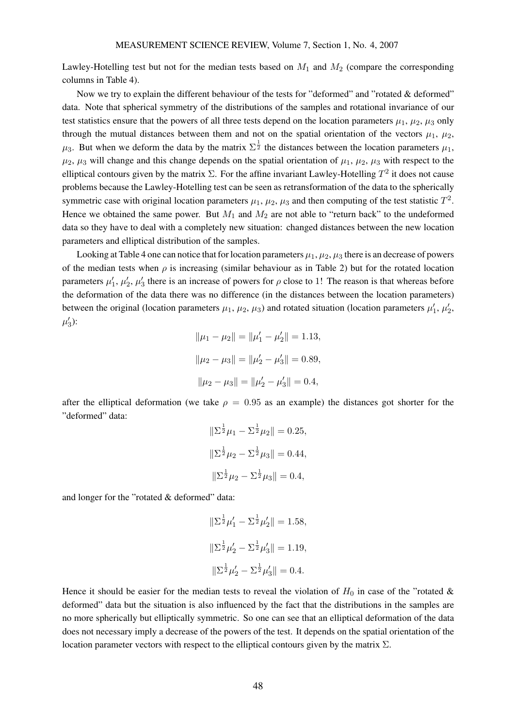Lawley-Hotelling test but not for the median tests based on $M_1$ and $M_2$ (compare the corresponding columns in Table 4).

Now we try to explain the different behaviour of the tests for "deformed" and "rotated & deformed" data. Note that spherical symmetry of the distributions of the samples and rotational invariance of our test statistics ensure that the powers of all three tests depend on the location parameters $\mu_1$, $\mu_2$, $\mu_3$ only through the mutual distances between them and not on the spatial orientation of the vectors $\mu_1$, $\mu_2$, $\mu_3$. But when we deform the data by the matrix $\Sigma^{\frac{1}{2}}$ the distances between the location parameters $\mu_1$, $\mu_2$, $\mu_3$ will change and this change depends on the spatial orientation of $\mu_1$, $\mu_2$, $\mu_3$ with respect to the elliptical contours given by the matrix $\Sigma$. For the affine invariant Lawley-Hotelling $T^2$ it does not cause problems because the Lawley-Hotelling test can be seen as retransformation of the data to the spherically symmetric case with original location parameters $\mu_1$, $\mu_2$, $\mu_3$ and then computing of the test statistic $T^2$. Hence we obtained the same power. But $M_1$ and $M_2$ are not able to "return back" to the undeformed data so they have to deal with a completely new situation: changed distances between the new location parameters and elliptical distribution of the samples.

Looking at Table 4 one can notice that for location parameters $\mu_1, \mu_2, \mu_3$ there is an decrease of powers of the median tests when $\rho$ is increasing (similar behaviour as in Table 2) but for the rotated location parameters $\mu_1'$, $\mu_2'$, $\mu_3'$ there is an increase of powers for $\rho$ close to 1! The reason is that whereas before the deformation of the data there was no difference (in the distances between the location parameters) between the original (location parameters $\mu_1$, $\mu_2$, $\mu_3$) and rotated situation (location parameters $\mu_1'$, $\mu_2'$, $\mu_3'$):

$$\|\mu_1 - \mu_2\| = \|\mu_1' - \mu_2'\| = 1.13,$$

$$\|\mu_2 - \mu_3\| = \|\mu_2' - \mu_3'\| = 0.89,$$

$$\|\mu_2 - \mu_3\| = \|\mu_2' - \mu_3'\| = 0.4,$$

after the elliptical deformation (we take $\rho = 0.95$ as an example) the distances got shorter for the "deformed" data:

$$\|\Sigma^{\frac{1}{2}}\mu_1 - \Sigma^{\frac{1}{2}}\mu_2\| = 0.25,$$

$$\|\Sigma^{\frac{1}{2}}\mu_2 - \Sigma^{\frac{1}{2}}\mu_3\| = 0.44,$$

$$\|\Sigma^{\frac{1}{2}}\mu_2 - \Sigma^{\frac{1}{2}}\mu_3\| = 0.4,$$

and longer for the "rotated & deformed" data:

$$\|\Sigma^{\frac{1}{2}}\mu_1' - \Sigma^{\frac{1}{2}}\mu_2'\| = 1.58,$$

$$\|\Sigma^{\frac{1}{2}}\mu_2' - \Sigma^{\frac{1}{2}}\mu_3'\| = 1.19,$$

$$\|\Sigma^{\frac{1}{2}}\mu_2' - \Sigma^{\frac{1}{2}}\mu_3'\| = 0.4.$$

Hence it should be easier for the median tests to reveal the violation of $H_0$ in case of the "rotated & deformed" data but the situation is also influenced by the fact that the distributions in the samples are no more spherically but elliptically symmetric. So one can see that an elliptical deformation of the data does not necessary imply a decrease of the powers of the test. It depends on the spatial orientation of the location parameter vectors with respect to the elliptical contours given by the matrix $\Sigma$.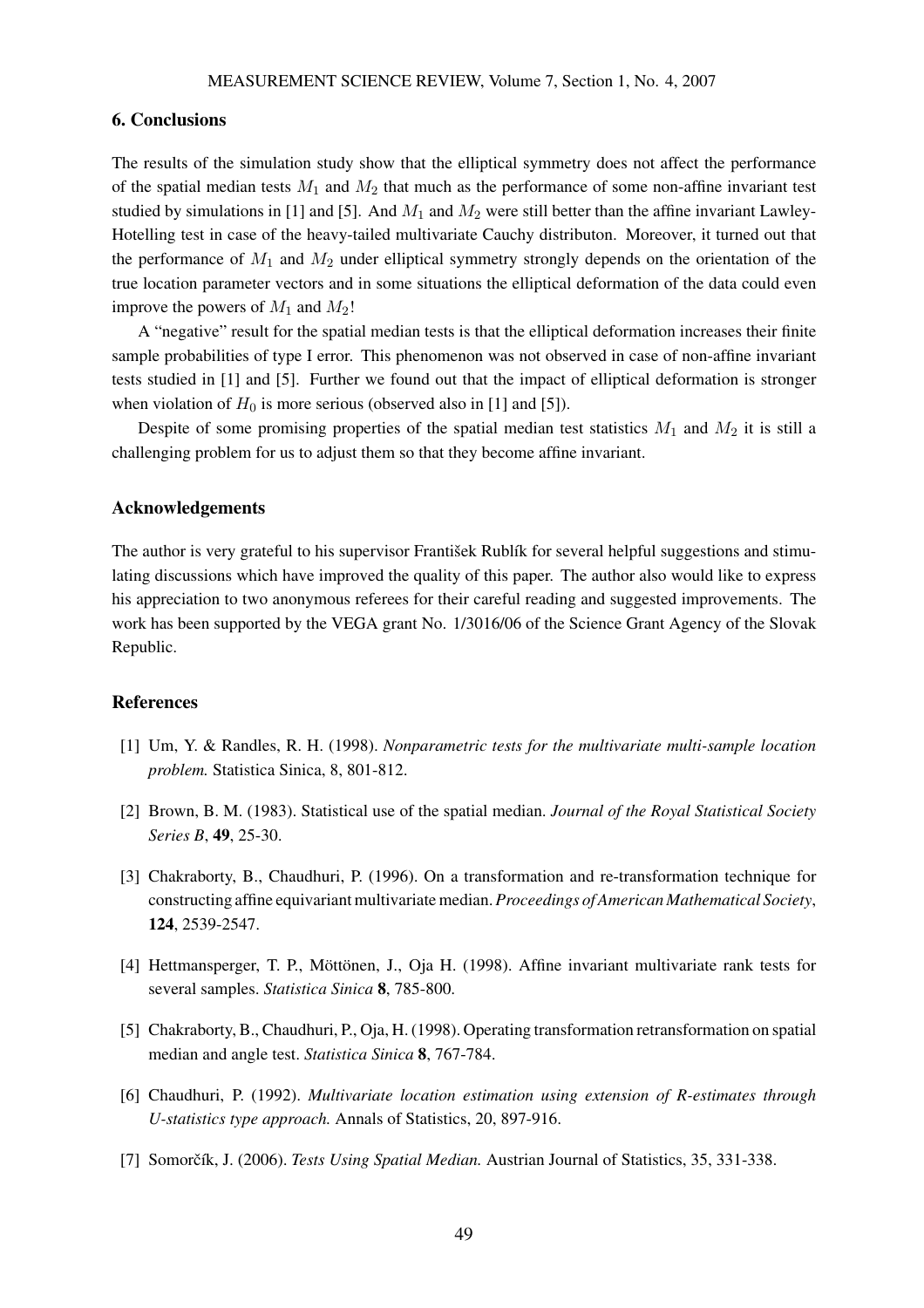## 6. Conclusions

The results of the simulation study show that the elliptical symmetry does not affect the performance of the spatial median tests $M_1$ and $M_2$ that much as the performance of some non-affine invariant test studied by simulations in [1] and [5]. And $M_1$ and $M_2$ were still better than the affine invariant Lawley-Hotelling test in case of the heavy-tailed multivariate Cauchy distributon. Moreover, it turned out that the performance of $M_1$ and $M_2$ under elliptical symmetry strongly depends on the orientation of the true location parameter vectors and in some situations the elliptical deformation of the data could even improve the powers of $M_1$ and $M_2$!

A "negative" result for the spatial median tests is that the elliptical deformation increases their finite sample probabilities of type I error. This phenomenon was not observed in case of non-affine invariant tests studied in [1] and [5]. Further we found out that the impact of elliptical deformation is stronger when violation of $H_0$ is more serious (observed also in [1] and [5]).

Despite of some promising properties of the spatial median test statistics $M_1$ and $M_2$ it is still a challenging problem for us to adjust them so that they become affine invariant.

## Acknowledgements

The author is very grateful to his supervisor František Rublík for several helpful suggestions and stimulating discussions which have improved the quality of this paper. The author also would like to express his appreciation to two anonymous referees for their careful reading and suggested improvements. The work has been supported by the VEGA grant No. 1/3016/06 of the Science Grant Agency of the Slovak Republic.

## References

[1] Um, Y. & Randles, R. H. (1998). *Nonparametric tests for the multivariate multi-sample location problem.* Statistica Sinica, 8, 801-812.

[2] Brown, B. M. (1983). Statistical use of the spatial median. *Journal of the Royal Statistical Society Series B*, **49**, 25-30.

[3] Chakraborty, B., Chaudhuri, P. (1996). On a transformation and re-transformation technique for constructing affine equivariant multivariate median. *Proceedings of American Mathematical Society*, **124**, 2539-2547.

[4] Hettmansperger, T. P., Möttönen, J., Oja H. (1998). Affine invariant multivariate rank tests for several samples. *Statistica Sinica* **8**, 785-800.

[5] Chakraborty, B., Chaudhuri, P., Oja, H. (1998). Operating transformation retransformation on spatial median and angle test. *Statistica Sinica* **8**, 767-784.

[6] Chaudhuri, P. (1992). *Multivariate location estimation using extension of R-estimates through U-statistics type approach.* Annals of Statistics, 20, 897-916.

[7] Somorčík, J. (2006). *Tests Using Spatial Median.* Austrian Journal of Statistics, 35, 331-338.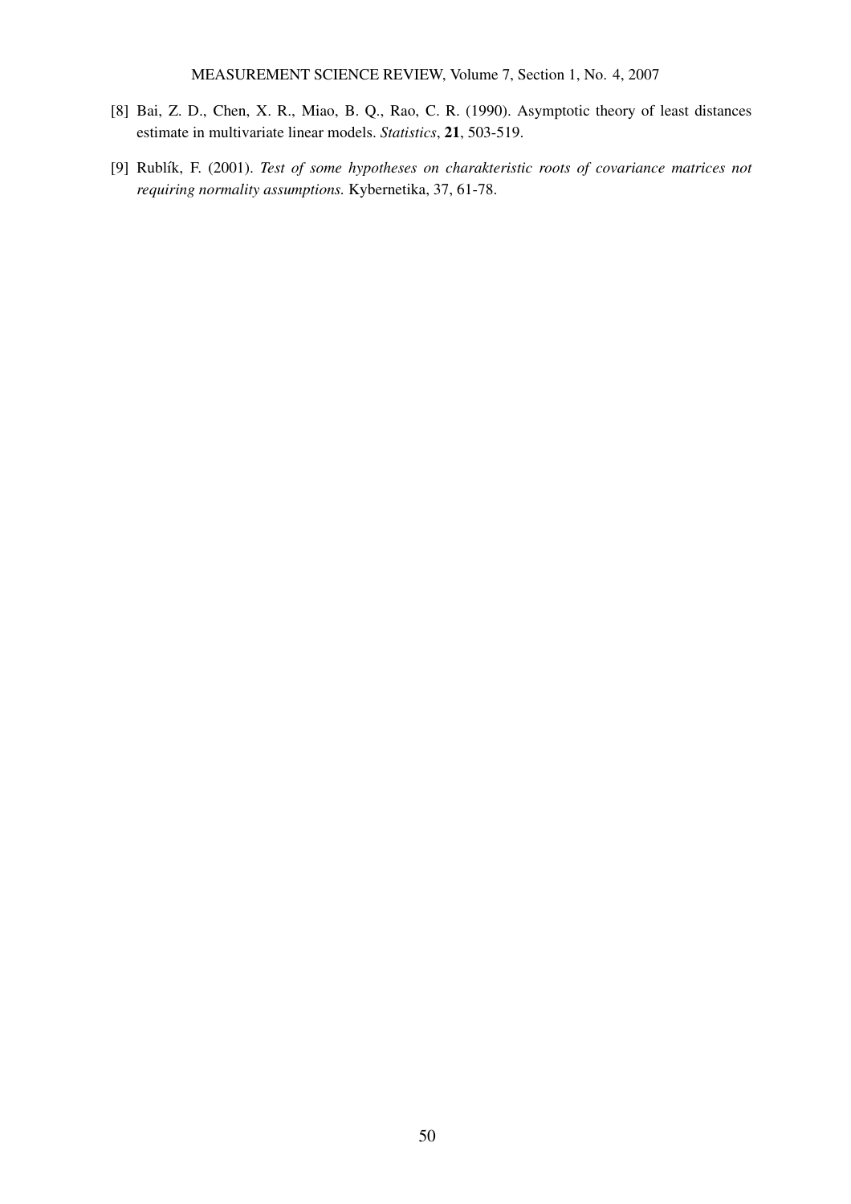[8] Bai, Z. D., Chen, X. R., Miao, B. Q., Rao, C. R. (1990). Asymptotic theory of least distances estimate in multivariate linear models. *Statistics*, **21**, 503-519.

[9] Rublík, F. (2001). *Test of some hypotheses on charakteristic roots of covariance matrices not requiring normality assumptions.* Kybernetika, 37, 61-78.